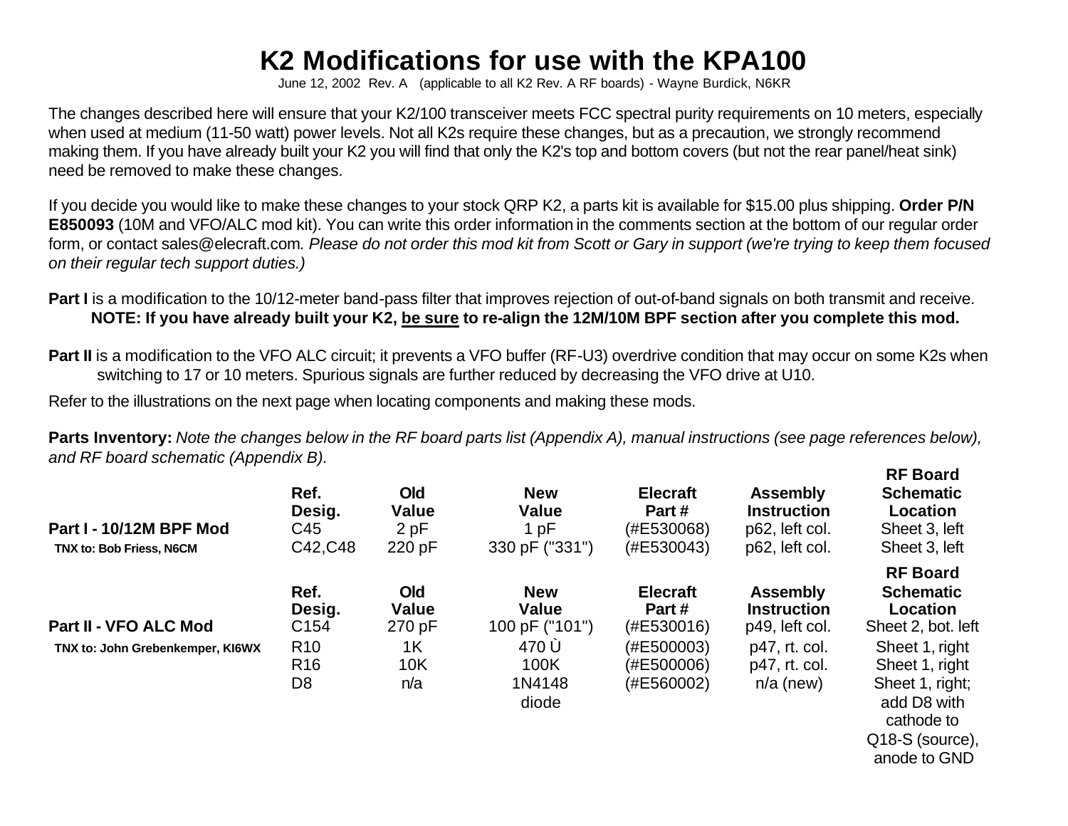# K2 Modifications for use with the KPA100

June 12, 2002 Rev. A (applicable to all K2 Rev. A RF boards) - Wayne Burdick, N6KR

The changes described here will ensure that your K2/100 transceiver meets FCC spectral purity requirements on 10 meters, especially when used at medium (11-50 watt) power levels. Not all K2s require these changes, but as a precaution, we strongly recommend making them. If you have already built your K2 you will find that only the K2's top and bottom covers (but not the rear panel/heat sink) need be removed to make these changes.

If you decide you would like to make these changes to your stock QRP K2, a parts kit is available for $15.00 plus shipping. **Order P/N E850093** (10M and VFO/ALC mod kit). You can write this order information in the comments section at the bottom of our regular order form, or contact sales@elecraft.com. *Please do not order this mod kit from Scott or Gary in support (we're trying to keep them focused on their regular tech support duties.)*

**Part I** is a modification to the 10/12-meter band-pass filter that improves rejection of out-of-band signals on both transmit and receive.
**NOTE: If you have already built your K2, <u>be sure</u> to re-align the 12M/10M BPF section after you complete this mod.**

**Part II** is a modification to the VFO ALC circuit; it prevents a VFO buffer (RF-U3) overdrive condition that may occur on some K2s when switching to 17 or 10 meters. Spurious signals are further reduced by decreasing the VFO drive at U10.

Refer to the illustrations on the next page when locating components and making these mods.

**Parts Inventory:** *Note the changes below in the RF board parts list (Appendix A), manual instructions (see page references below), and RF board schematic (Appendix B).*

| | **Ref. Desig.** | **Old Value** | **New Value** | **Elecraft Part #** | **Assembly Instruction** | **RF Board Schematic Location** |
|---|---|---|---|---|---|---|
| **Part I - 10/12M BPF Mod** | C45 | 2 pF | 1 pF | (#E530068) | p62, left col. | Sheet 3, left |
| **TNX to: Bob Friess, N6CM** | C42,C48 | 220 pF | 330 pF ("331") | (#E530043) | p62, left col. | Sheet 3, left |

| | **Ref. Desig.** | **Old Value** | **New Value** | **Elecraft Part #** | **Assembly Instruction** | **RF Board Schematic Location** |
|---|---|---|---|---|---|---|
| **Part II - VFO ALC Mod** | C154 | 270 pF | 100 pF ("101") | (#E530016) | p49, left col. | Sheet 2, bot. left |
| **TNX to: John Grebenkemper, KI6WX** | R10 | 1K | 470 Ù | (#E500003) | p47, rt. col. | Sheet 1, right |
| | R16 | 10K | 100K | (#E500006) | p47, rt. col. | Sheet 1, right |
| | D8 | n/a | 1N4148 diode | (#E560002) | n/a (new) | Sheet 1, right; add D8 with cathode to Q18-S (source), anode to GND |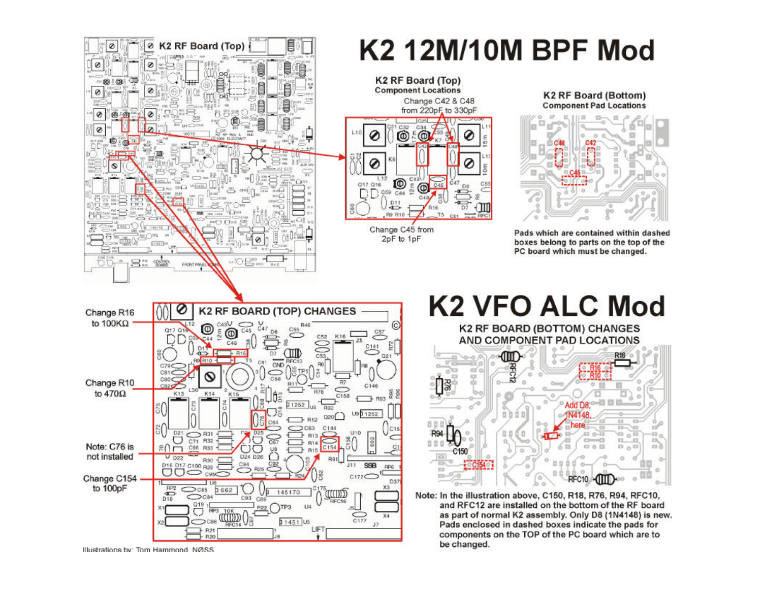# K2 12M/10M BPF Mod

**K2 RF Board (Top)**
**Component Locations**

Change C42 & C48 from 220pF to 330pF

Change C45 from 2pF to 1pF

**K2 RF Board (Bottom)**
**Component Pad Locations**

Pads which are contained within dashed boxes belong to parts on the top of the PC board which must be changed.

## K2 RF BOARD (TOP) CHANGES

Change R16 to 100KΩ

Change R10 to 470Ω

Note: C76 is not installed

Change C154 to 100pF

# K2 VFO ALC Mod

**K2 RF BOARD (BOTTOM) CHANGES AND COMPONENT PAD LOCATIONS**

Add D8, 1N4148, here

Note: In the illustration above, C150, R18, R76, R94, RFC10, and RFC12 are installed on the bottom of the RF board as part of normal K2 assembly. Only D8 (1N4148) is new. Pads enclosed in dashed boxes indicate the pads for components on the TOP of the PC board which are to be changed.

Illustrations by: Tom Hammond, NØSS